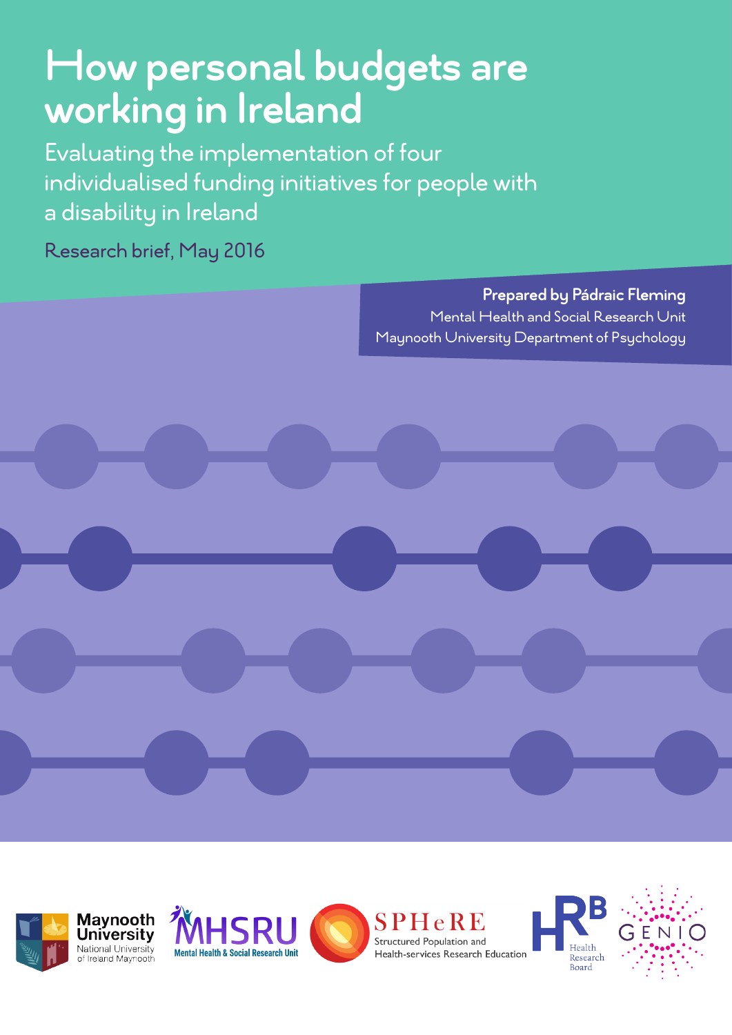# How personal budgets are working in Ireland

## Evaluating the implementation of four individualised funding initiatives for people with a disability in Ireland

Research brief, May 2016

**Prepared by Pádraic Fleming**
Mental Health and Social Research Unit
Maynooth University Department of Psychology

Maynooth University National University of Ireland Maynooth

MHSRU Mental Health & Social Research Unit

SPHeRE Structured Population and Health-services Research Education

HRB Health Research Board

GENIO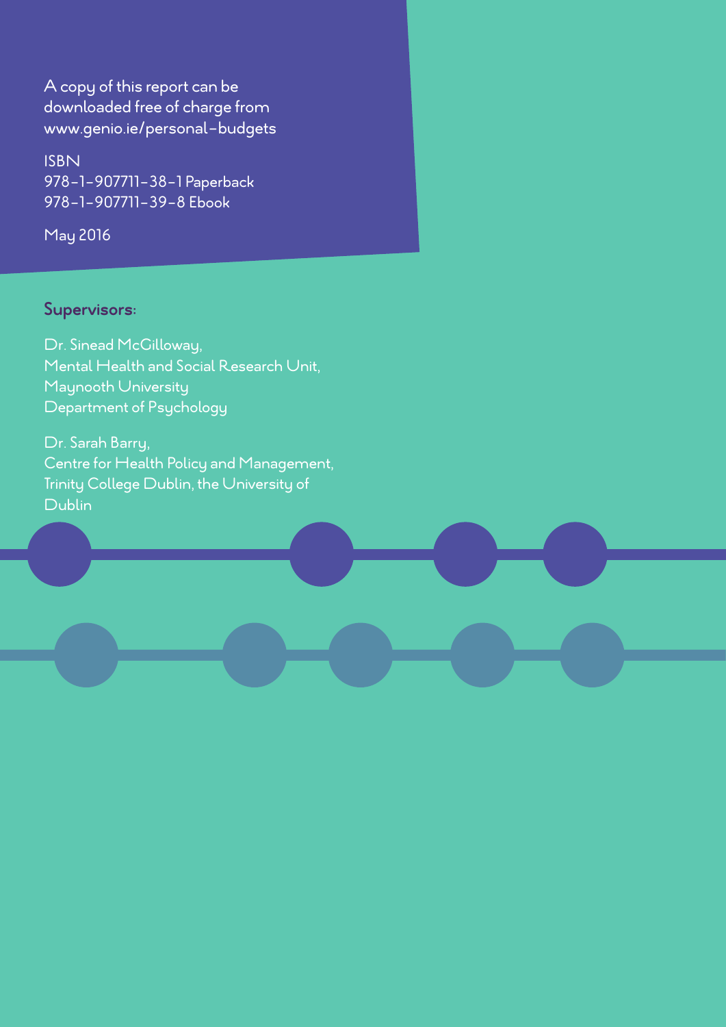A copy of this report can be downloaded free of charge from www.genio.ie/personal-budgets

ISBN
978-1-907711-38-1 Paperback
978-1-907711-39-8 Ebook

May 2016

**Supervisors:**

Dr. Sinead McGilloway,
Mental Health and Social Research Unit,
Maynooth University
Department of Psychology

Dr. Sarah Barry,
Centre for Health Policy and Management,
Trinity College Dublin, the University of Dublin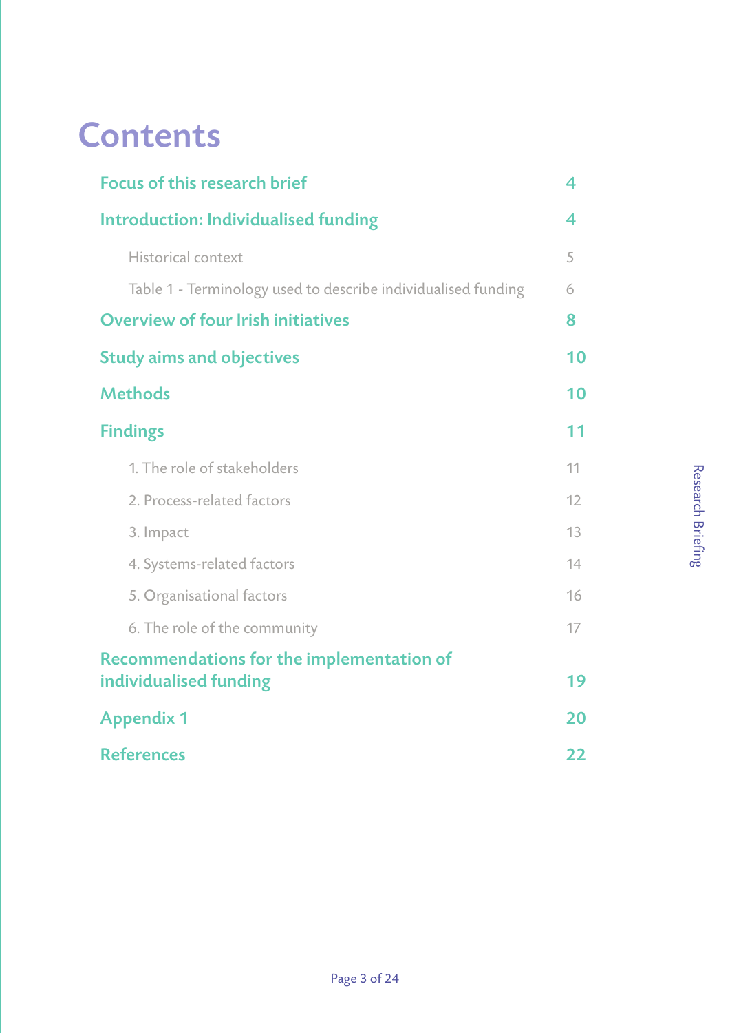# Contents

| | |
|---|---|
| **Focus of this research brief** | **4** |
| **Introduction: Individualised funding** | **4** |
| Historical context | 5 |
| Table 1 - Terminology used to describe individualised funding | 6 |
| **Overview of four Irish initiatives** | **8** |
| **Study aims and objectives** | **10** |
| **Methods** | **10** |
| **Findings** | **11** |
| 1. The role of stakeholders | 11 |
| 2. Process-related factors | 12 |
| 3. Impact | 13 |
| 4. Systems-related factors | 14 |
| 5. Organisational factors | 16 |
| 6. The role of the community | 17 |
| **Recommendations for the implementation of individualised funding** | **19** |
| **Appendix 1** | **20** |
| **References** | **22** |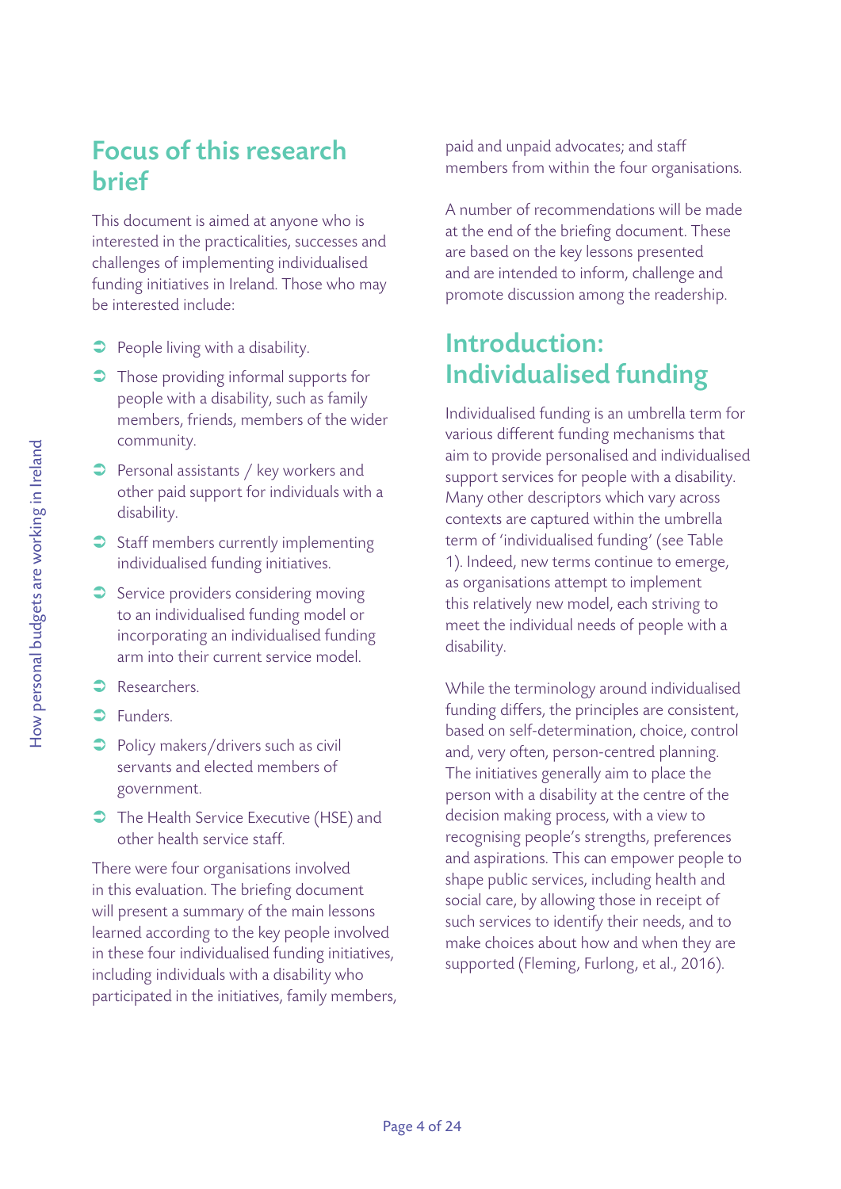## Focus of this research brief

This document is aimed at anyone who is interested in the practicalities, successes and challenges of implementing individualised funding initiatives in Ireland. Those who may be interested include:

- People living with a disability.
- Those providing informal supports for people with a disability, such as family members, friends, members of the wider community.
- Personal assistants / key workers and other paid support for individuals with a disability.
- Staff members currently implementing individualised funding initiatives.
- Service providers considering moving to an individualised funding model or incorporating an individualised funding arm into their current service model.
- Researchers.
- Funders.
- Policy makers/drivers such as civil servants and elected members of government.
- The Health Service Executive (HSE) and other health service staff.

There were four organisations involved in this evaluation. The briefing document will present a summary of the main lessons learned according to the key people involved in these four individualised funding initiatives, including individuals with a disability who participated in the initiatives, family members, paid and unpaid advocates; and staff members from within the four organisations.

A number of recommendations will be made at the end of the briefing document. These are based on the key lessons presented and are intended to inform, challenge and promote discussion among the readership.

## Introduction: Individualised funding

Individualised funding is an umbrella term for various different funding mechanisms that aim to provide personalised and individualised support services for people with a disability. Many other descriptors which vary across contexts are captured within the umbrella term of 'individualised funding' (see Table 1). Indeed, new terms continue to emerge, as organisations attempt to implement this relatively new model, each striving to meet the individual needs of people with a disability.

While the terminology around individualised funding differs, the principles are consistent, based on self-determination, choice, control and, very often, person-centred planning. The initiatives generally aim to place the person with a disability at the centre of the decision making process, with a view to recognising people's strengths, preferences and aspirations. This can empower people to shape public services, including health and social care, by allowing those in receipt of such services to identify their needs, and to make choices about how and when they are supported (Fleming, Furlong, et al., 2016).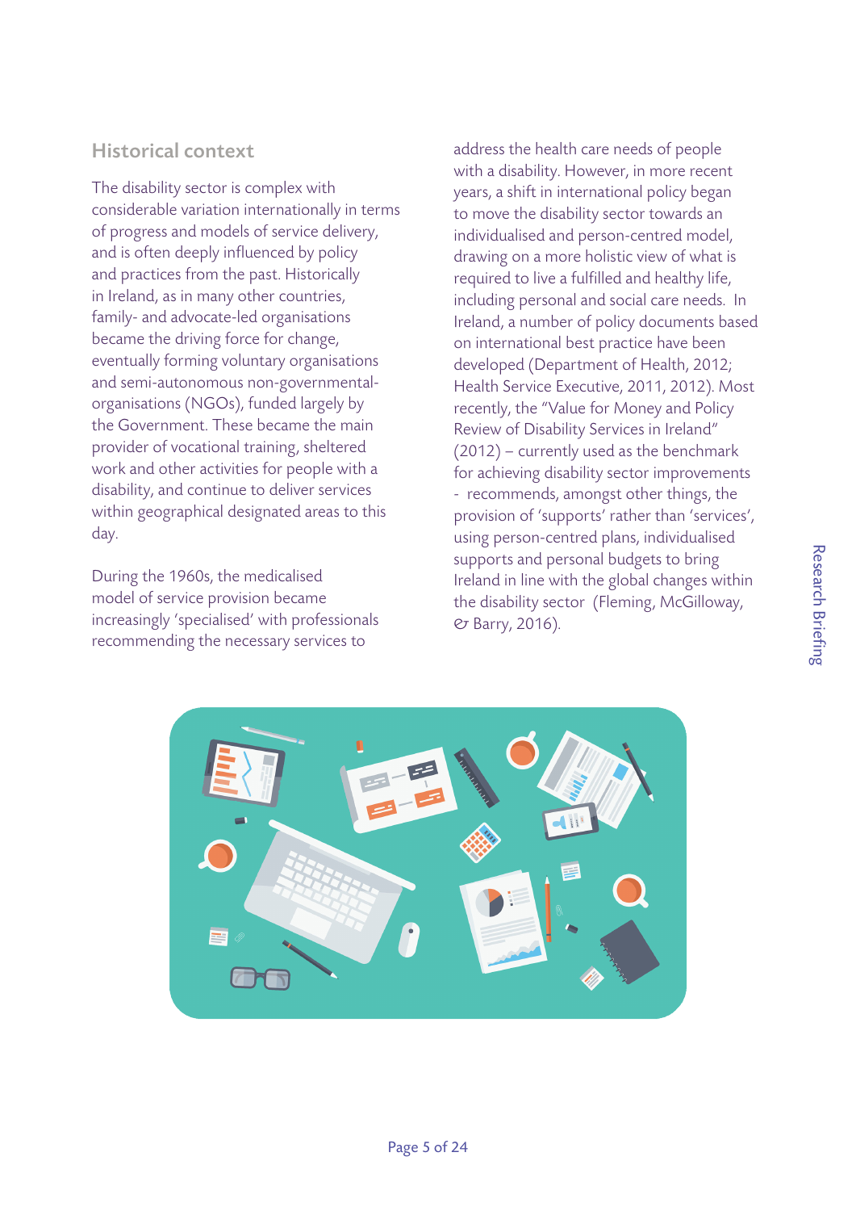## Historical context

The disability sector is complex with considerable variation internationally in terms of progress and models of service delivery, and is often deeply influenced by policy and practices from the past. Historically in Ireland, as in many other countries, family- and advocate-led organisations became the driving force for change, eventually forming voluntary organisations and semi-autonomous non-governmental-organisations (NGOs), funded largely by the Government. These became the main provider of vocational training, sheltered work and other activities for people with a disability, and continue to deliver services within geographical designated areas to this day.

During the 1960s, the medicalised model of service provision became increasingly 'specialised' with professionals recommending the necessary services to address the health care needs of people with a disability. However, in more recent years, a shift in international policy began to move the disability sector towards an individualised and person-centred model, drawing on a more holistic view of what is required to live a fulfilled and healthy life, including personal and social care needs. In Ireland, a number of policy documents based on international best practice have been developed (Department of Health, 2012; Health Service Executive, 2011, 2012). Most recently, the "Value for Money and Policy Review of Disability Services in Ireland" (2012) – currently used as the benchmark for achieving disability sector improvements - recommends, amongst other things, the provision of 'supports' rather than 'services', using person-centred plans, individualised supports and personal budgets to bring Ireland in line with the global changes within the disability sector (Fleming, McGilloway, & Barry, 2016).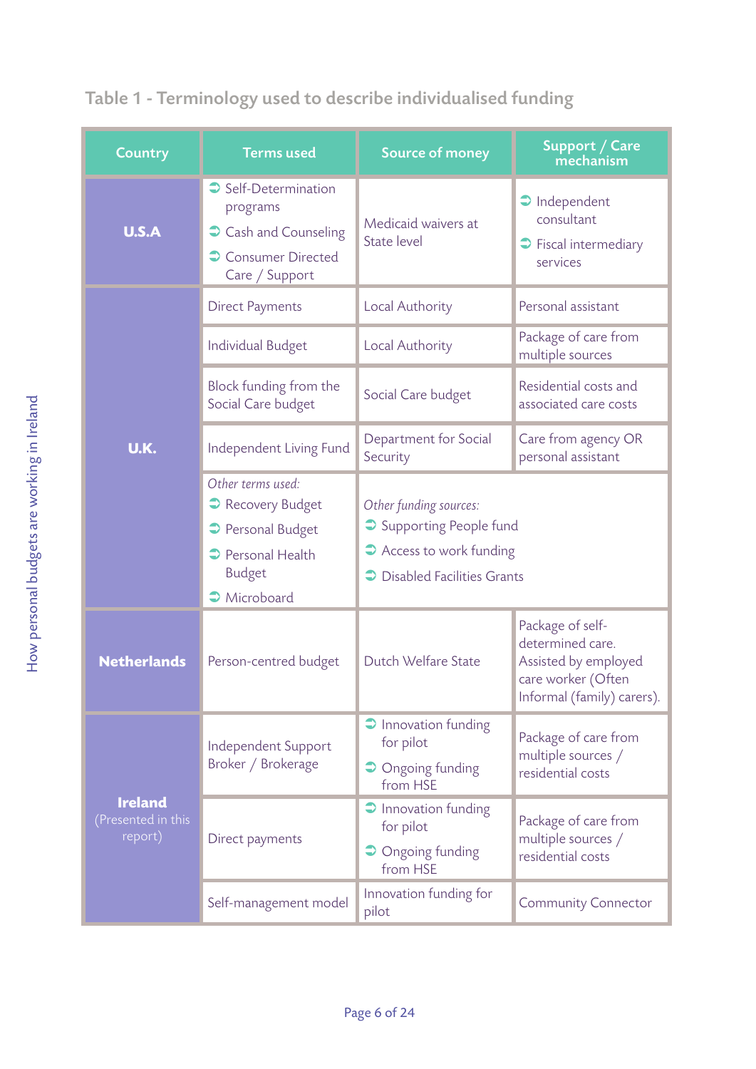## Table 1 - Terminology used to describe individualised funding

| Country | Terms used | Source of money | Support / Care mechanism |
|---|---|---|---|
| **U.S.A** | • Self-Determination programs<br>• Cash and Counseling<br>• Consumer Directed Care / Support | Medicaid waivers at State level | • Independent consultant<br>• Fiscal intermediary services |
| **U.K.** | Direct Payments | Local Authority | Personal assistant |
| | Individual Budget | Local Authority | Package of care from multiple sources |
| | Block funding from the Social Care budget | Social Care budget | Residential costs and associated care costs |
| | Independent Living Fund | Department for Social Security | Care from agency OR personal assistant |
| | *Other terms used:*<br>• Recovery Budget<br>• Personal Budget<br>• Personal Health Budget<br>• Microboard | *Other funding sources:*<br>• Supporting People fund<br>• Access to work funding<br>• Disabled Facilities Grants | |
| **Netherlands** | Person-centred budget | Dutch Welfare State | Package of self-determined care. Assisted by employed care worker (Often Informal (family) carers). |
| **Ireland** (Presented in this report) | Independent Support Broker / Brokerage | • Innovation funding for pilot<br>• Ongoing funding from HSE | Package of care from multiple sources / residential costs |
| | Direct payments | • Innovation funding for pilot<br>• Ongoing funding from HSE | Package of care from multiple sources / residential costs |
| | Self-management model | Innovation funding for pilot | Community Connector |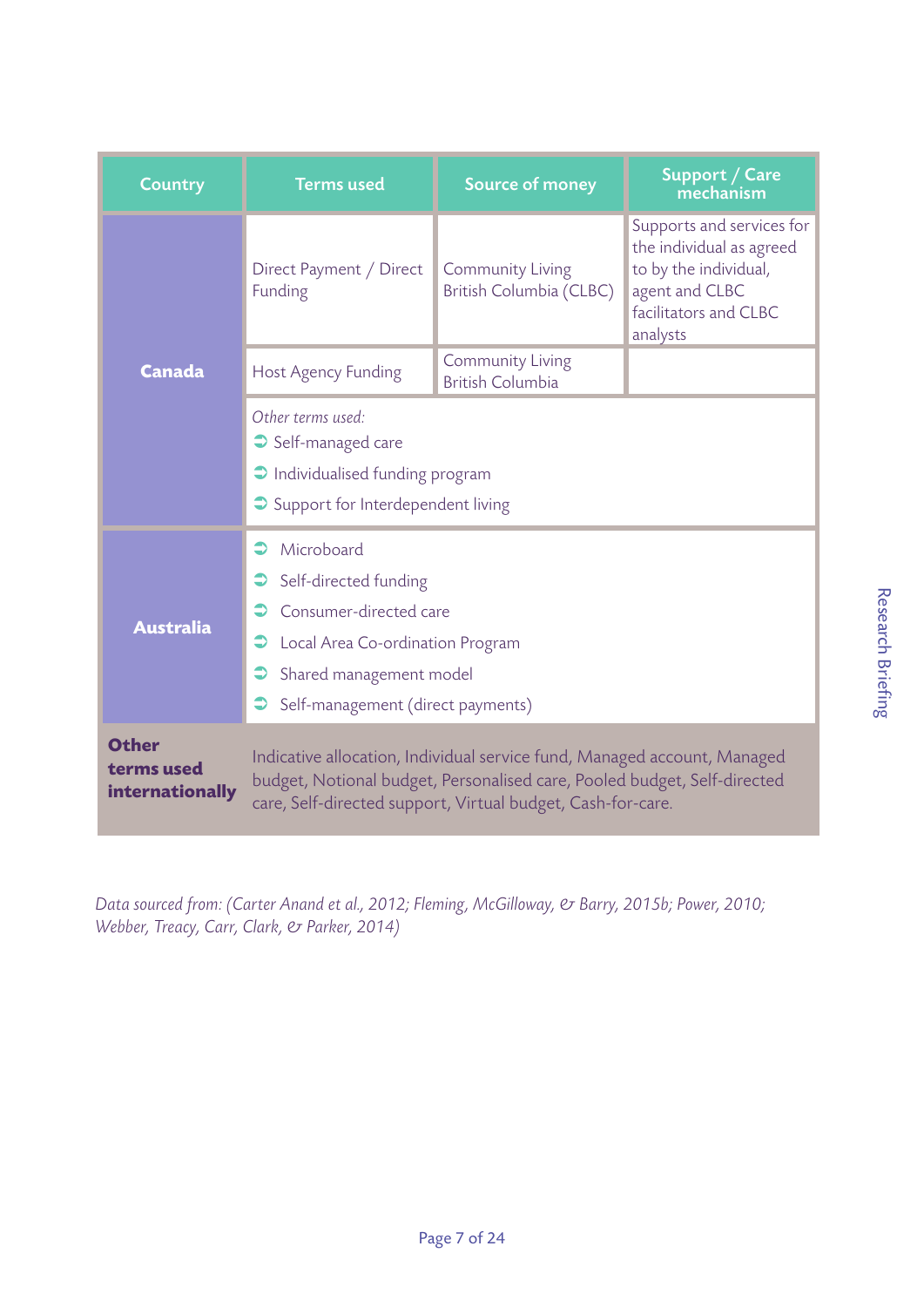| Country | Terms used | Source of money | Support / Care mechanism |
|---|---|---|---|
| **Canada** | Direct Payment / Direct Funding | Community Living British Columbia (CLBC) | Supports and services for the individual as agreed to by the individual, agent and CLBC facilitators and CLBC analysts |
| | Host Agency Funding | Community Living British Columbia | |
| | *Other terms used:*<br>➲ Self-managed care<br>➲ Individualised funding program<br>➲ Support for Interdependent living | | |
| **Australia** | ➲ Microboard<br>➲ Self-directed funding<br>➲ Consumer-directed care<br>➲ Local Area Co-ordination Program<br>➲ Shared management model<br>➲ Self-management (direct payments) | | |
| **Other terms used internationally** | Indicative allocation, Individual service fund, Managed account, Managed budget, Notional budget, Personalised care, Pooled budget, Self-directed care, Self-directed support, Virtual budget, Cash-for-care. | | |

*Data sourced from: (Carter Anand et al., 2012; Fleming, McGilloway, & Barry, 2015b; Power, 2010; Webber, Treacy, Carr, Clark, & Parker, 2014)*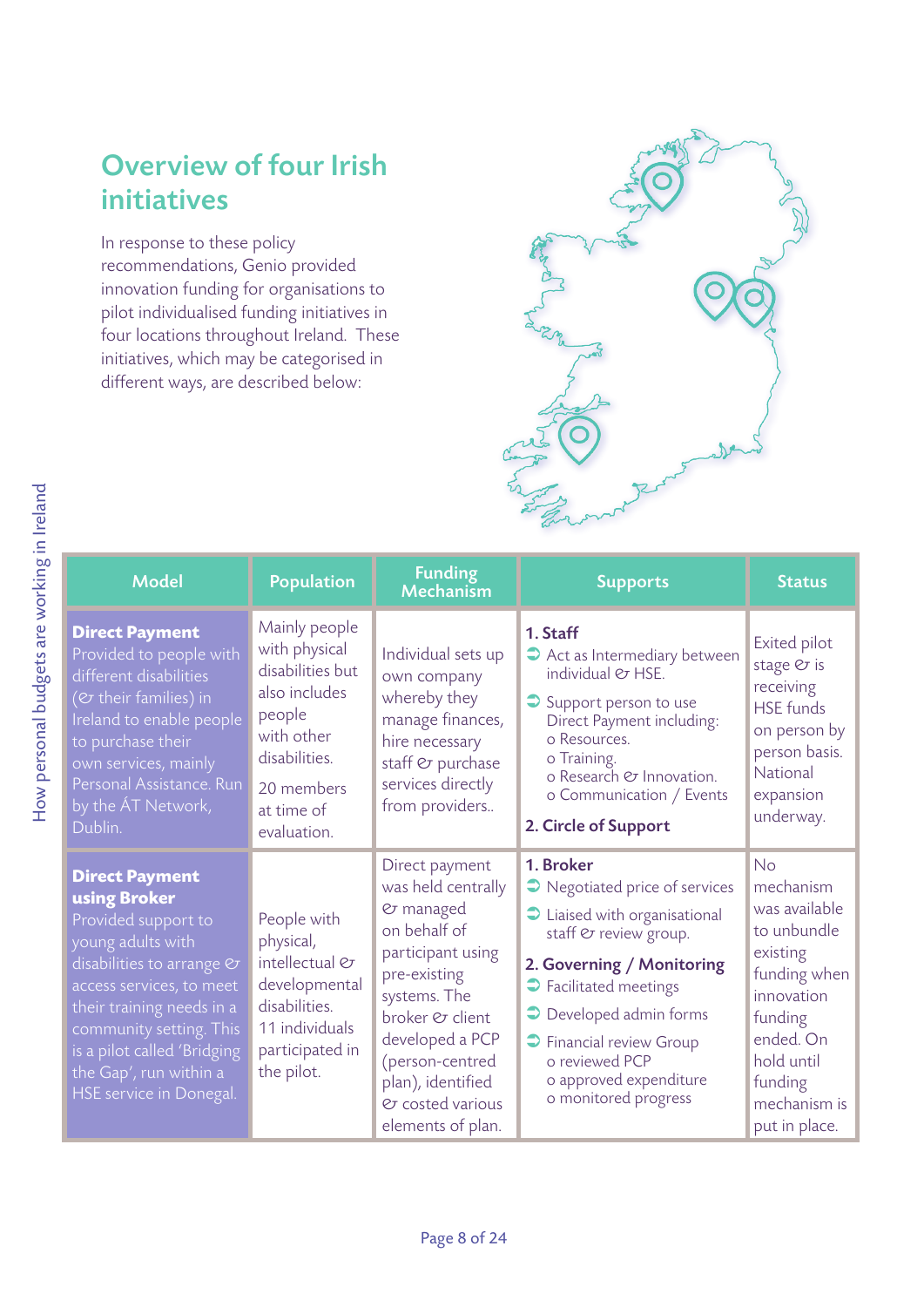## Overview of four Irish initiatives

In response to these policy recommendations, Genio provided innovation funding for organisations to pilot individualised funding initiatives in four locations throughout Ireland. These initiatives, which may be categorised in different ways, are described below:

| Model | Population | Funding Mechanism | Supports | Status |
|---|---|---|---|---|
| **Direct Payment** Provided to people with different disabilities (& their families) in Ireland to enable people to purchase their own services, mainly Personal Assistance. Run by the ÁT Network, Dublin. | Mainly people with physical disabilities but also includes people with other disabilities. 20 members at time of evaluation. | Individual sets up own company whereby they manage finances, hire necessary staff & purchase services directly from providers.. | **1. Staff** <br> ➲ Act as Intermediary between individual & HSE. <br> ➲ Support person to use Direct Payment including: <br> o Resources. <br> o Training. <br> o Research & Innovation. <br> o Communication / Events <br> **2. Circle of Support** | Exited pilot stage & is receiving HSE funds on person by person basis. National expansion underway. |
| **Direct Payment using Broker** Provided support to young adults with disabilities to arrange & access services, to meet their training needs in a community setting. This is a pilot called 'Bridging the Gap', run within a HSE service in Donegal. | People with physical, intellectual & developmental disabilities. 11 individuals participated in the pilot. | Direct payment was held centrally & managed on behalf of participant using pre-existing systems. The broker & client developed a PCP (person-centred plan), identified & costed various elements of plan. | **1. Broker** <br> ➲ Negotiated price of services <br> ➲ Liaised with organisational staff & review group. <br> **2. Governing / Monitoring** <br> ➲ Facilitated meetings <br> ➲ Developed admin forms <br> ➲ Financial review Group <br> o reviewed PCP <br> o approved expenditure <br> o monitored progress | No mechanism was available to unbundle existing funding when innovation funding ended. On hold until funding mechanism is put in place. |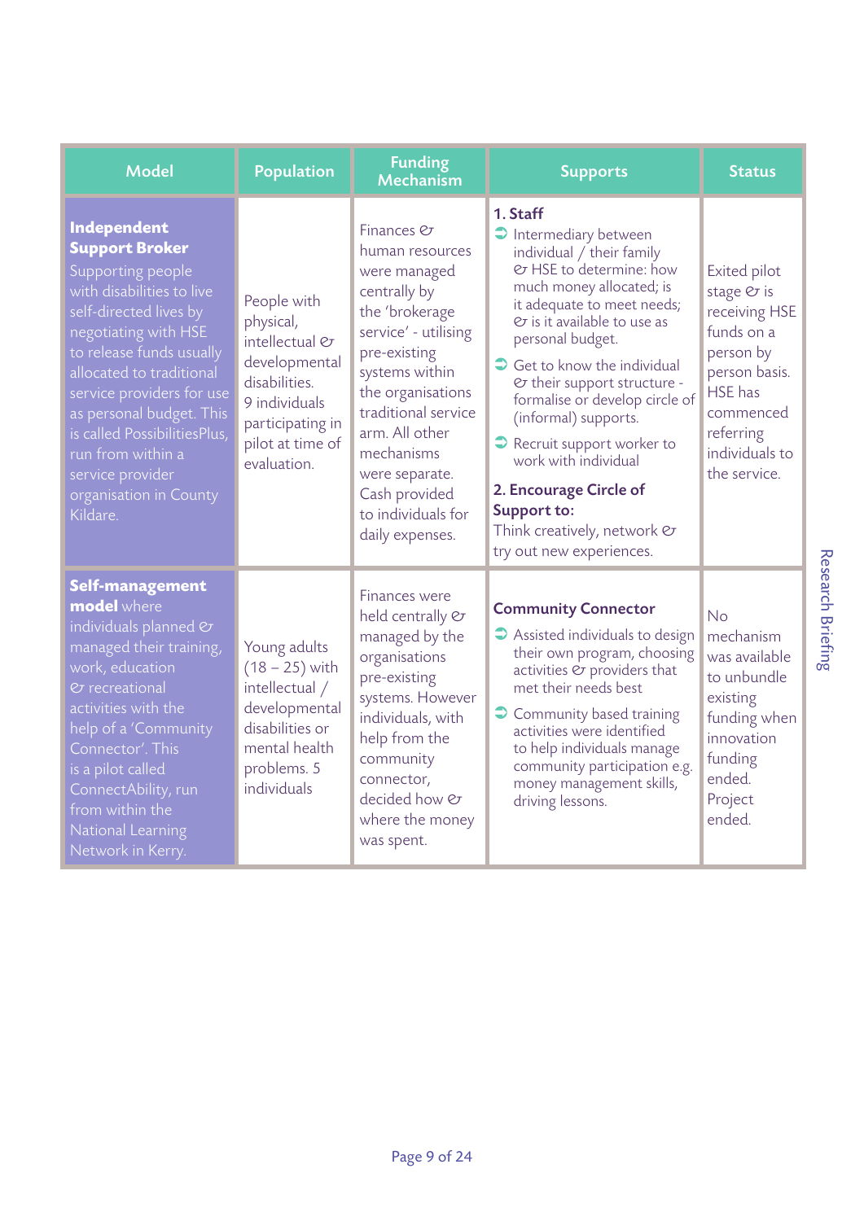| Model | Population | Funding Mechanism | Supports | Status |
|---|---|---|---|---|
| **Independent Support Broker** Supporting people with disabilities to live self-directed lives by negotiating with HSE to release funds usually allocated to traditional service providers for use as personal budget. This is called PossibilitiesPlus, run from within a service provider organisation in County Kildare. | People with physical, intellectual & developmental disabilities. 9 individuals participating in pilot at time of evaluation. | Finances & human resources were managed centrally by the 'brokerage service' - utilising pre-existing systems within the organisations traditional service arm. All other mechanisms were separate. Cash provided to individuals for daily expenses. | **1. Staff**<br>➲ Intermediary between individual / their family & HSE to determine: how much money allocated; is it adequate to meet needs; & is it available to use as personal budget.<br>➲ Get to know the individual & their support structure - formalise or develop circle of (informal) supports.<br>➲ Recruit support worker to work with individual<br>**2. Encourage Circle of Support to:**<br>Think creatively, network & try out new experiences. | Exited pilot stage & is receiving HSE funds on a person by person basis. HSE has commenced referring individuals to the service. |
| **Self-management model** where individuals planned & managed their training, work, education & recreational activities with the help of a 'Community Connector'. This is a pilot called ConnectAbility, run from within the National Learning Network in Kerry. | Young adults (18 – 25) with intellectual / developmental disabilities or mental health problems. 5 individuals | Finances were held centrally & managed by the organisations pre-existing systems. However individuals, with help from the community connector, decided how & where the money was spent. | **Community Connector**<br>➲ Assisted individuals to design their own program, choosing activities & providers that met their needs best<br>➲ Community based training activities were identified to help individuals manage community participation e.g. money management skills, driving lessons. | No mechanism was available to unbundle existing funding when innovation funding ended. Project ended. |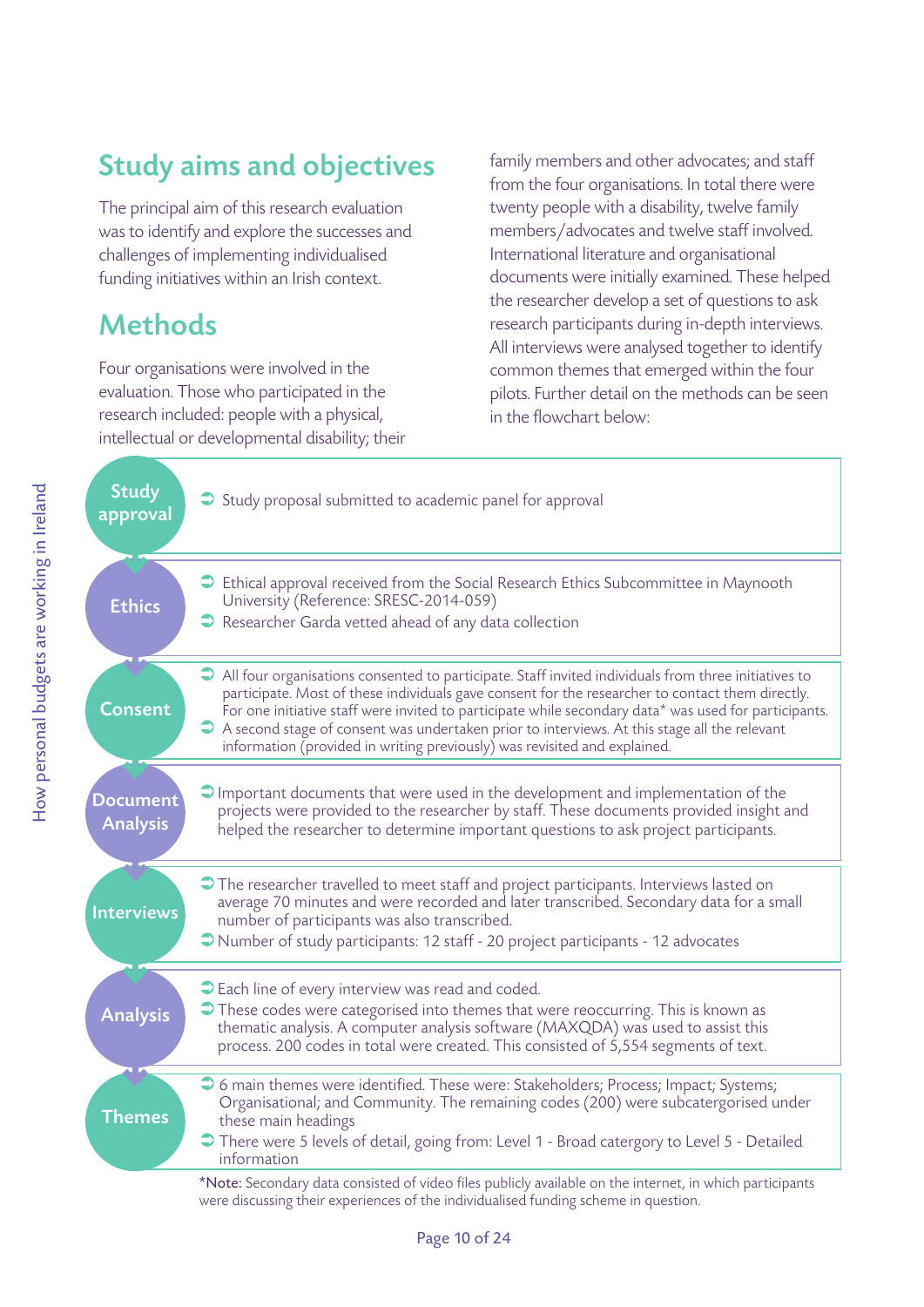## Study aims and objectives

The principal aim of this research evaluation was to identify and explore the successes and challenges of implementing individualised funding initiatives within an Irish context.

## Methods

Four organisations were involved in the evaluation. Those who participated in the research included: people with a physical, intellectual or developmental disability; their family members and other advocates; and staff from the four organisations. In total there were twenty people with a disability, twelve family members/advocates and twelve staff involved. International literature and organisational documents were initially examined. These helped the researcher develop a set of questions to ask research participants during in-depth interviews. All interviews were analysed together to identify common themes that emerged within the four pilots. Further detail on the methods can be seen in the flowchart below:

**Study approval**
- Study proposal submitted to academic panel for approval

**Ethics**
- Ethical approval received from the Social Research Ethics Subcommittee in Maynooth University (Reference: SRESC-2014-059)
- Researcher Garda vetted ahead of any data collection

**Consent**
- All four organisations consented to participate. Staff invited individuals from three initiatives to participate. Most of these individuals gave consent for the researcher to contact them directly. For one initiative staff were invited to participate while secondary data* was used for participants.
- A second stage of consent was undertaken prior to interviews. At this stage all the relevant information (provided in writing previously) was revisited and explained.

**Document Analysis**
- Important documents that were used in the development and implementation of the projects were provided to the researcher by staff. These documents provided insight and helped the researcher to determine important questions to ask project participants.

**Interviews**
- The researcher travelled to meet staff and project participants. Interviews lasted on average 70 minutes and were recorded and later transcribed. Secondary data for a small number of participants was also transcribed.
- Number of study participants: 12 staff - 20 project participants - 12 advocates

**Analysis**
- Each line of every interview was read and coded.
- These codes were categorised into themes that were reoccurring. This is known as thematic analysis. A computer analysis software (MAXQDA) was used to assist this process. 200 codes in total were created. This consisted of 5,554 segments of text.

**Themes**
- 6 main themes were identified. These were: Stakeholders; Process; Impact; Systems; Organisational; and Community. The remaining codes (200) were subcatergorised under these main headings
- There were 5 levels of detail, going from: Level 1 - Broad catergory to Level 5 - Detailed information

*Note: Secondary data consisted of video files publicly available on the internet, in which participants were discussing their experiences of the individualised funding scheme in question.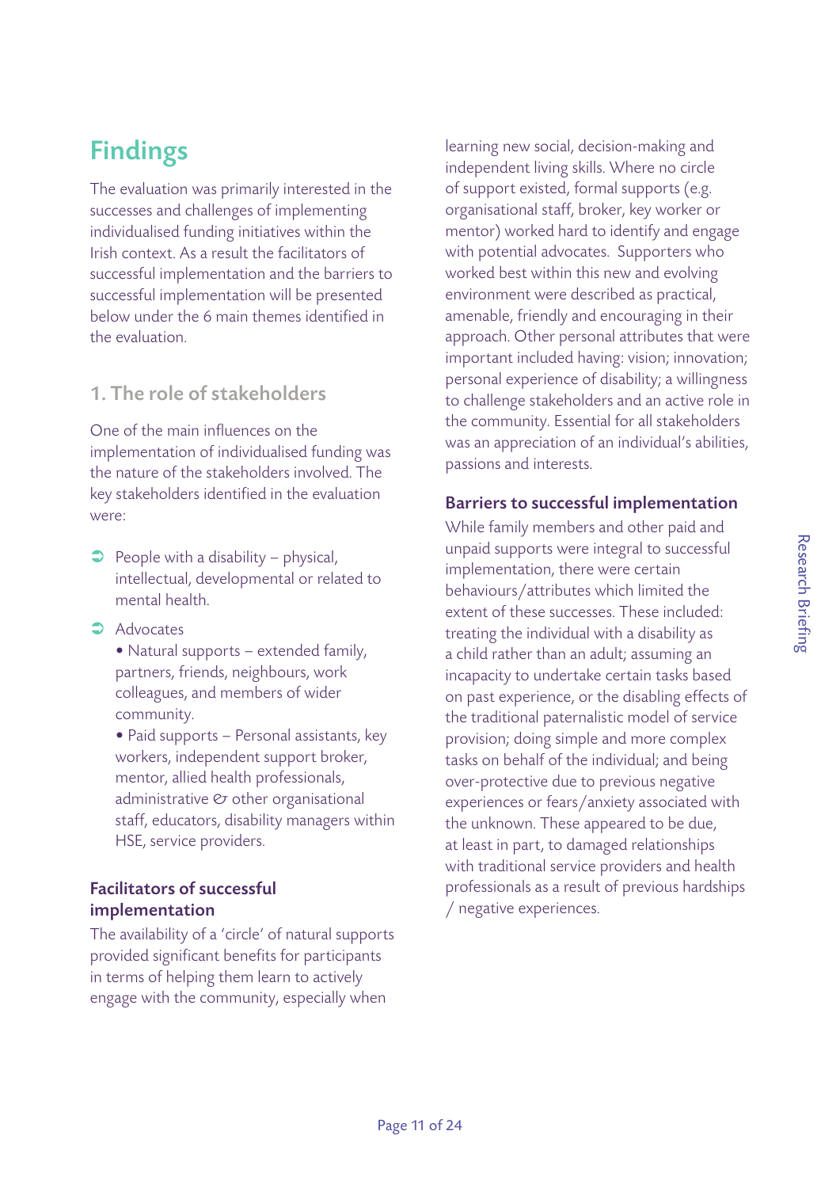# Findings

The evaluation was primarily interested in the successes and challenges of implementing individualised funding initiatives within the Irish context. As a result the facilitators of successful implementation and the barriers to successful implementation will be presented below under the 6 main themes identified in the evaluation.

## 1. The role of stakeholders

One of the main influences on the implementation of individualised funding was the nature of the stakeholders involved. The key stakeholders identified in the evaluation were:

- People with a disability – physical, intellectual, developmental or related to mental health.
- Advocates
  - Natural supports – extended family, partners, friends, neighbours, work colleagues, and members of wider community.
  - Paid supports – Personal assistants, key workers, independent support broker, mentor, allied health professionals, administrative & other organisational staff, educators, disability managers within HSE, service providers.

### Facilitators of successful implementation

The availability of a 'circle' of natural supports provided significant benefits for participants in terms of helping them learn to actively engage with the community, especially when learning new social, decision-making and independent living skills. Where no circle of support existed, formal supports (e.g. organisational staff, broker, key worker or mentor) worked hard to identify and engage with potential advocates. Supporters who worked best within this new and evolving environment were described as practical, amenable, friendly and encouraging in their approach. Other personal attributes that were important included having: vision; innovation; personal experience of disability; a willingness to challenge stakeholders and an active role in the community. Essential for all stakeholders was an appreciation of an individual's abilities, passions and interests.

### Barriers to successful implementation

While family members and other paid and unpaid supports were integral to successful implementation, there were certain behaviours/attributes which limited the extent of these successes. These included: treating the individual with a disability as a child rather than an adult; assuming an incapacity to undertake certain tasks based on past experience, or the disabling effects of the traditional paternalistic model of service provision; doing simple and more complex tasks on behalf of the individual; and being over-protective due to previous negative experiences or fears/anxiety associated with the unknown. These appeared to be due, at least in part, to damaged relationships with traditional service providers and health professionals as a result of previous hardships / negative experiences.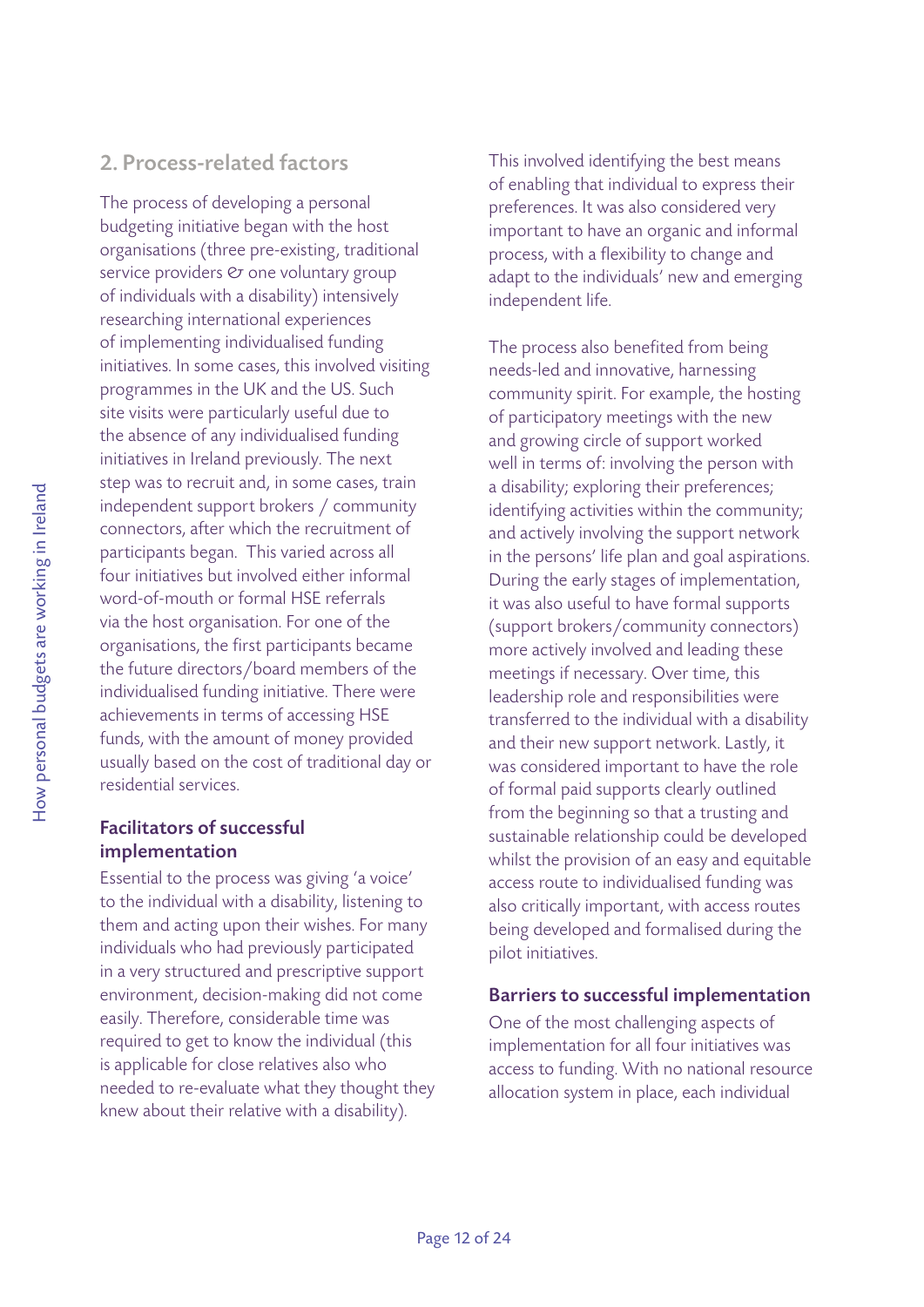## 2. Process-related factors

The process of developing a personal budgeting initiative began with the host organisations (three pre-existing, traditional service providers & one voluntary group of individuals with a disability) intensively researching international experiences of implementing individualised funding initiatives. In some cases, this involved visiting programmes in the UK and the US. Such site visits were particularly useful due to the absence of any individualised funding initiatives in Ireland previously. The next step was to recruit and, in some cases, train independent support brokers / community connectors, after which the recruitment of participants began. This varied across all four initiatives but involved either informal word-of-mouth or formal HSE referrals via the host organisation. For one of the organisations, the first participants became the future directors/board members of the individualised funding initiative. There were achievements in terms of accessing HSE funds, with the amount of money provided usually based on the cost of traditional day or residential services.

### Facilitators of successful implementation

Essential to the process was giving 'a voice' to the individual with a disability, listening to them and acting upon their wishes. For many individuals who had previously participated in a very structured and prescriptive support environment, decision-making did not come easily. Therefore, considerable time was required to get to know the individual (this is applicable for close relatives also who needed to re-evaluate what they thought they knew about their relative with a disability). This involved identifying the best means of enabling that individual to express their preferences. It was also considered very important to have an organic and informal process, with a flexibility to change and adapt to the individuals' new and emerging independent life.

The process also benefited from being needs-led and innovative, harnessing community spirit. For example, the hosting of participatory meetings with the new and growing circle of support worked well in terms of: involving the person with a disability; exploring their preferences; identifying activities within the community; and actively involving the support network in the persons' life plan and goal aspirations. During the early stages of implementation, it was also useful to have formal supports (support brokers/community connectors) more actively involved and leading these meetings if necessary. Over time, this leadership role and responsibilities were transferred to the individual with a disability and their new support network. Lastly, it was considered important to have the role of formal paid supports clearly outlined from the beginning so that a trusting and sustainable relationship could be developed whilst the provision of an easy and equitable access route to individualised funding was also critically important, with access routes being developed and formalised during the pilot initiatives.

### Barriers to successful implementation

One of the most challenging aspects of implementation for all four initiatives was access to funding. With no national resource allocation system in place, each individual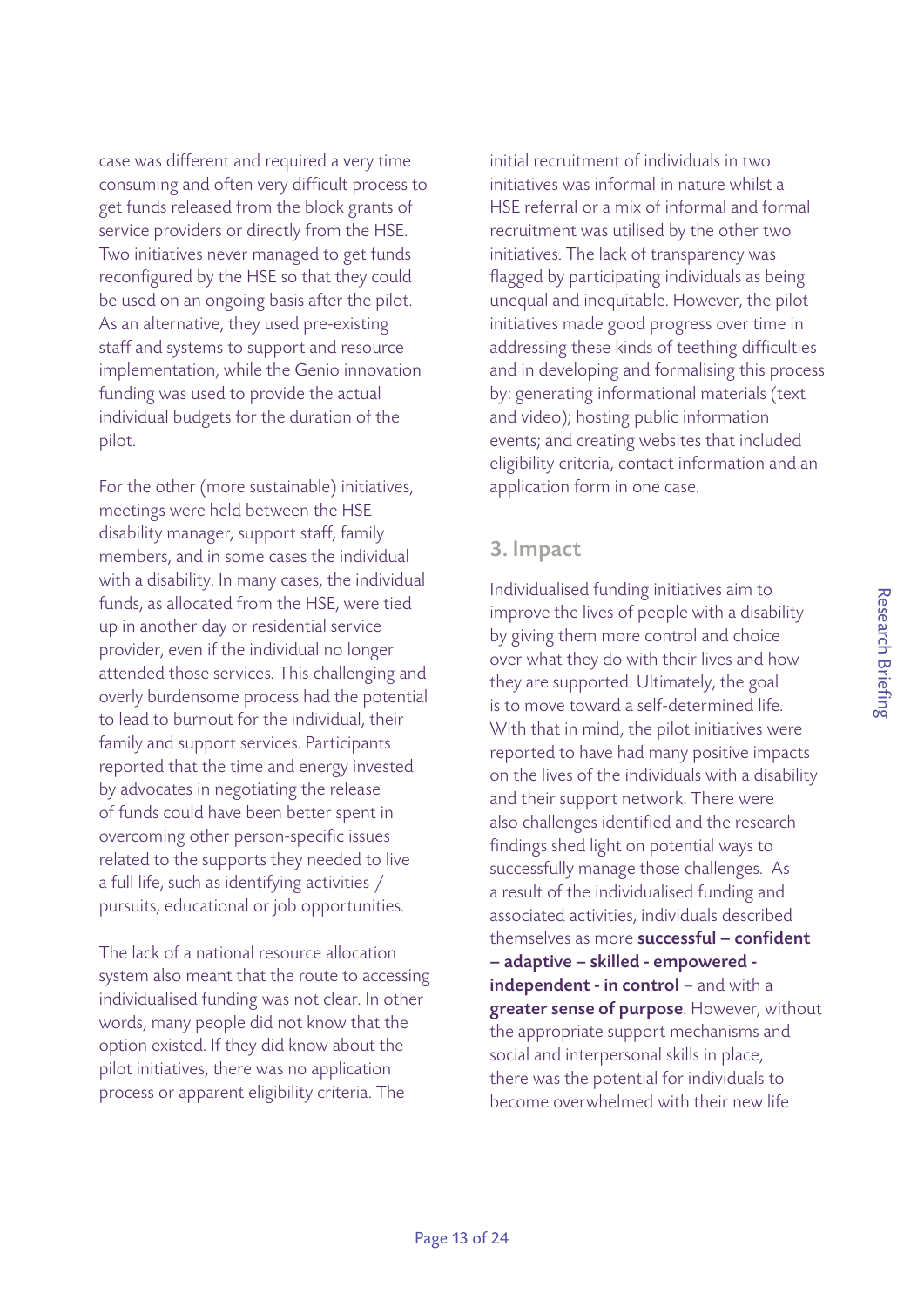case was different and required a very time consuming and often very difficult process to get funds released from the block grants of service providers or directly from the HSE. Two initiatives never managed to get funds reconfigured by the HSE so that they could be used on an ongoing basis after the pilot. As an alternative, they used pre-existing staff and systems to support and resource implementation, while the Genio innovation funding was used to provide the actual individual budgets for the duration of the pilot.

For the other (more sustainable) initiatives, meetings were held between the HSE disability manager, support staff, family members, and in some cases the individual with a disability. In many cases, the individual funds, as allocated from the HSE, were tied up in another day or residential service provider, even if the individual no longer attended those services. This challenging and overly burdensome process had the potential to lead to burnout for the individual, their family and support services. Participants reported that the time and energy invested by advocates in negotiating the release of funds could have been better spent in overcoming other person-specific issues related to the supports they needed to live a full life, such as identifying activities / pursuits, educational or job opportunities.

The lack of a national resource allocation system also meant that the route to accessing individualised funding was not clear. In other words, many people did not know that the option existed. If they did know about the pilot initiatives, there was no application process or apparent eligibility criteria. The initial recruitment of individuals in two initiatives was informal in nature whilst a HSE referral or a mix of informal and formal recruitment was utilised by the other two initiatives. The lack of transparency was flagged by participating individuals as being unequal and inequitable. However, the pilot initiatives made good progress over time in addressing these kinds of teething difficulties and in developing and formalising this process by: generating informational materials (text and video); hosting public information events; and creating websites that included eligibility criteria, contact information and an application form in one case.

## 3. Impact

Individualised funding initiatives aim to improve the lives of people with a disability by giving them more control and choice over what they do with their lives and how they are supported. Ultimately, the goal is to move toward a self-determined life. With that in mind, the pilot initiatives were reported to have had many positive impacts on the lives of the individuals with a disability and their support network. There were also challenges identified and the research findings shed light on potential ways to successfully manage those challenges. As a result of the individualised funding and associated activities, individuals described themselves as more **successful – confident – adaptive – skilled - empowered - independent - in control** – and with a **greater sense of purpose**. However, without the appropriate support mechanisms and social and interpersonal skills in place, there was the potential for individuals to become overwhelmed with their new life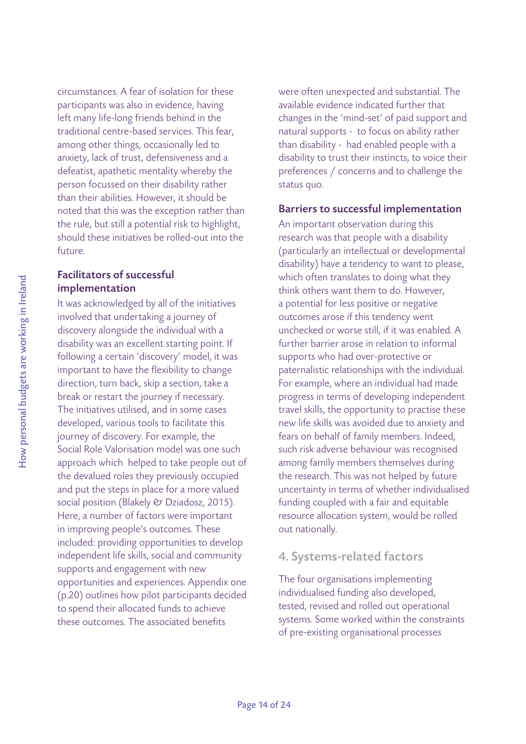circumstances. A fear of isolation for these participants was also in evidence, having left many life-long friends behind in the traditional centre-based services. This fear, among other things, occasionally led to anxiety, lack of trust, defensiveness and a defeatist, apathetic mentality whereby the person focussed on their disability rather than their abilities. However, it should be noted that this was the exception rather than the rule, but still a potential risk to highlight, should these initiatives be rolled-out into the future.

### Facilitators of successful implementation

It was acknowledged by all of the initiatives involved that undertaking a journey of discovery alongside the individual with a disability was an excellent starting point. If following a certain 'discovery' model, it was important to have the flexibility to change direction, turn back, skip a section, take a break or restart the journey if necessary. The initiatives utilised, and in some cases developed, various tools to facilitate this journey of discovery. For example, the Social Role Valorisation model was one such approach which helped to take people out of the devalued roles they previously occupied and put the steps in place for a more valued social position (Blakely & Dziadosz, 2015). Here, a number of factors were important in improving people's outcomes. These included: providing opportunities to develop independent life skills, social and community supports and engagement with new opportunities and experiences. Appendix one (p.20) outlines how pilot participants decided to spend their allocated funds to achieve these outcomes. The associated benefits were often unexpected and substantial. The available evidence indicated further that changes in the 'mind-set' of paid support and natural supports - to focus on ability rather than disability - had enabled people with a disability to trust their instincts, to voice their preferences / concerns and to challenge the status quo.

### Barriers to successful implementation

An important observation during this research was that people with a disability (particularly an intellectual or developmental disability) have a tendency to want to please, which often translates to doing what they think others want them to do. However, a potential for less positive or negative outcomes arose if this tendency went unchecked or worse still, if it was enabled. A further barrier arose in relation to informal supports who had over-protective or paternalistic relationships with the individual. For example, where an individual had made progress in terms of developing independent travel skills, the opportunity to practise these new life skills was avoided due to anxiety and fears on behalf of family members. Indeed, such risk adverse behaviour was recognised among family members themselves during the research. This was not helped by future uncertainty in terms of whether individualised funding coupled with a fair and equitable resource allocation system, would be rolled out nationally.

## 4. Systems-related factors

The four organisations implementing individualised funding also developed, tested, revised and rolled out operational systems. Some worked within the constraints of pre-existing organisational processes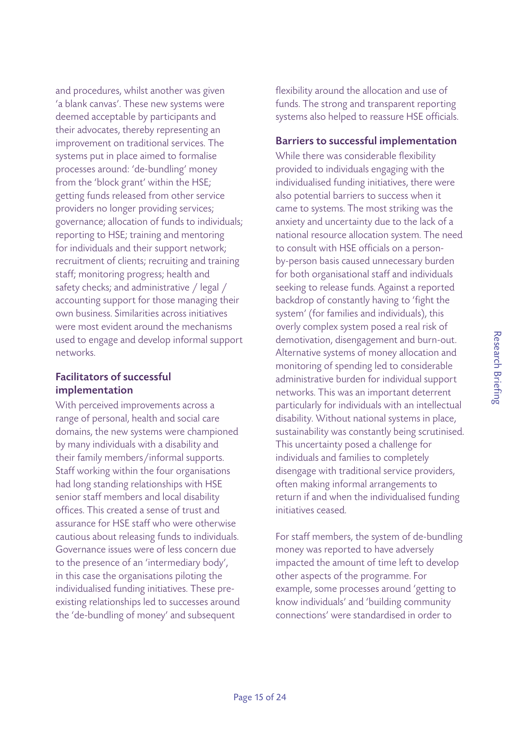and procedures, whilst another was given 'a blank canvas'. These new systems were deemed acceptable by participants and their advocates, thereby representing an improvement on traditional services. The systems put in place aimed to formalise processes around: 'de-bundling' money from the 'block grant' within the HSE; getting funds released from other service providers no longer providing services; governance; allocation of funds to individuals; reporting to HSE; training and mentoring for individuals and their support network; recruitment of clients; recruiting and training staff; monitoring progress; health and safety checks; and administrative / legal / accounting support for those managing their own business. Similarities across initiatives were most evident around the mechanisms used to engage and develop informal support networks.

### Facilitators of successful implementation

With perceived improvements across a range of personal, health and social care domains, the new systems were championed by many individuals with a disability and their family members/informal supports. Staff working within the four organisations had long standing relationships with HSE senior staff members and local disability offices. This created a sense of trust and assurance for HSE staff who were otherwise cautious about releasing funds to individuals. Governance issues were of less concern due to the presence of an 'intermediary body', in this case the organisations piloting the individualised funding initiatives. These pre-existing relationships led to successes around the 'de-bundling of money' and subsequent flexibility around the allocation and use of funds. The strong and transparent reporting systems also helped to reassure HSE officials.

### Barriers to successful implementation

While there was considerable flexibility provided to individuals engaging with the individualised funding initiatives, there were also potential barriers to success when it came to systems. The most striking was the anxiety and uncertainty due to the lack of a national resource allocation system. The need to consult with HSE officials on a person-by-person basis caused unnecessary burden for both organisational staff and individuals seeking to release funds. Against a reported backdrop of constantly having to 'fight the system' (for families and individuals), this overly complex system posed a real risk of demotivation, disengagement and burn-out. Alternative systems of money allocation and monitoring of spending led to considerable administrative burden for individual support networks. This was an important deterrent particularly for individuals with an intellectual disability. Without national systems in place, sustainability was constantly being scrutinised. This uncertainty posed a challenge for individuals and families to completely disengage with traditional service providers, often making informal arrangements to return if and when the individualised funding initiatives ceased.

For staff members, the system of de-bundling money was reported to have adversely impacted the amount of time left to develop other aspects of the programme. For example, some processes around 'getting to know individuals' and 'building community connections' were standardised in order to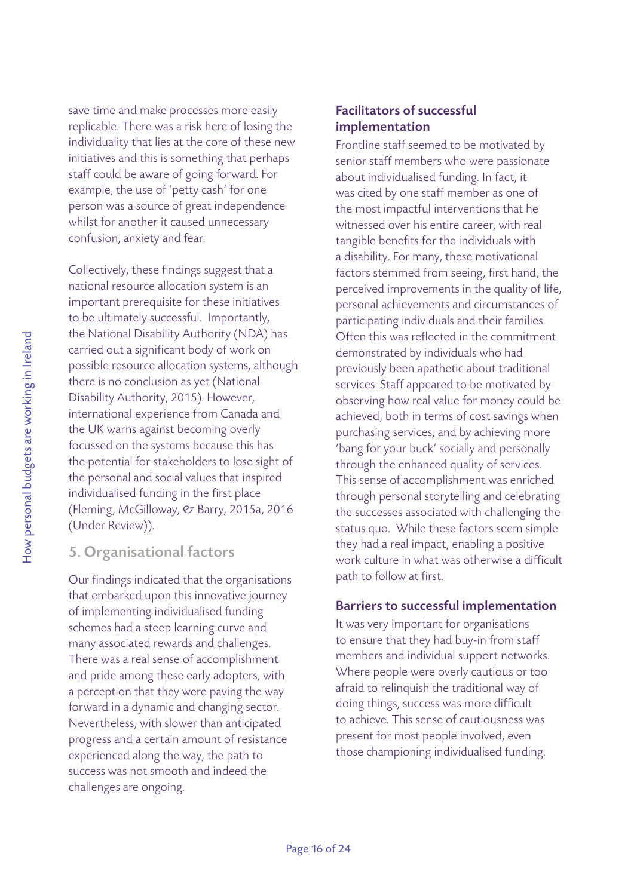save time and make processes more easily replicable. There was a risk here of losing the individuality that lies at the core of these new initiatives and this is something that perhaps staff could be aware of going forward. For example, the use of 'petty cash' for one person was a source of great independence whilst for another it caused unnecessary confusion, anxiety and fear.

Collectively, these findings suggest that a national resource allocation system is an important prerequisite for these initiatives to be ultimately successful. Importantly, the National Disability Authority (NDA) has carried out a significant body of work on possible resource allocation systems, although there is no conclusion as yet (National Disability Authority, 2015). However, international experience from Canada and the UK warns against becoming overly focussed on the systems because this has the potential for stakeholders to lose sight of the personal and social values that inspired individualised funding in the first place (Fleming, McGilloway, & Barry, 2015a, 2016 (Under Review)).

## 5. Organisational factors

Our findings indicated that the organisations that embarked upon this innovative journey of implementing individualised funding schemes had a steep learning curve and many associated rewards and challenges. There was a real sense of accomplishment and pride among these early adopters, with a perception that they were paving the way forward in a dynamic and changing sector. Nevertheless, with slower than anticipated progress and a certain amount of resistance experienced along the way, the path to success was not smooth and indeed the challenges are ongoing.

### Facilitators of successful implementation

Frontline staff seemed to be motivated by senior staff members who were passionate about individualised funding. In fact, it was cited by one staff member as one of the most impactful interventions that he witnessed over his entire career, with real tangible benefits for the individuals with a disability. For many, these motivational factors stemmed from seeing, first hand, the perceived improvements in the quality of life, personal achievements and circumstances of participating individuals and their families. Often this was reflected in the commitment demonstrated by individuals who had previously been apathetic about traditional services. Staff appeared to be motivated by observing how real value for money could be achieved, both in terms of cost savings when purchasing services, and by achieving more 'bang for your buck' socially and personally through the enhanced quality of services. This sense of accomplishment was enriched through personal storytelling and celebrating the successes associated with challenging the status quo. While these factors seem simple they had a real impact, enabling a positive work culture in what was otherwise a difficult path to follow at first.

### Barriers to successful implementation

It was very important for organisations to ensure that they had buy-in from staff members and individual support networks. Where people were overly cautious or too afraid to relinquish the traditional way of doing things, success was more difficult to achieve. This sense of cautiousness was present for most people involved, even those championing individualised funding.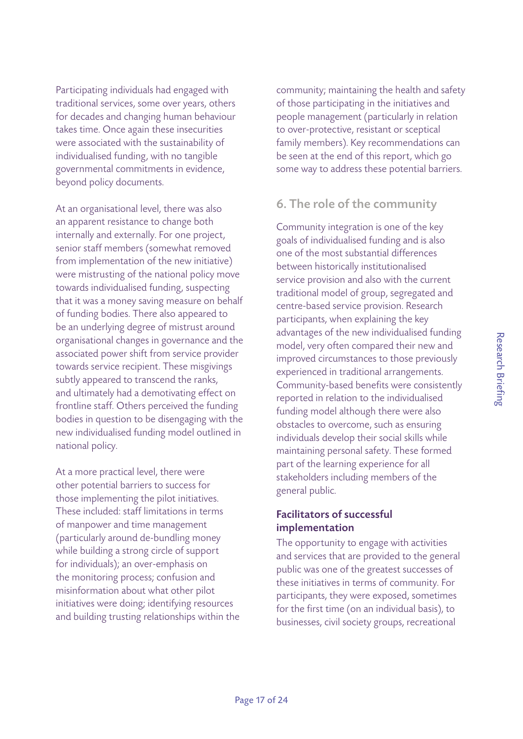Participating individuals had engaged with traditional services, some over years, others for decades and changing human behaviour takes time. Once again these insecurities were associated with the sustainability of individualised funding, with no tangible governmental commitments in evidence, beyond policy documents.

At an organisational level, there was also an apparent resistance to change both internally and externally. For one project, senior staff members (somewhat removed from implementation of the new initiative) were mistrusting of the national policy move towards individualised funding, suspecting that it was a money saving measure on behalf of funding bodies. There also appeared to be an underlying degree of mistrust around organisational changes in governance and the associated power shift from service provider towards service recipient. These misgivings subtly appeared to transcend the ranks, and ultimately had a demotivating effect on frontline staff. Others perceived the funding bodies in question to be disengaging with the new individualised funding model outlined in national policy.

At a more practical level, there were other potential barriers to success for those implementing the pilot initiatives. These included: staff limitations in terms of manpower and time management (particularly around de-bundling money while building a strong circle of support for individuals); an over-emphasis on the monitoring process; confusion and misinformation about what other pilot initiatives were doing; identifying resources and building trusting relationships within the community; maintaining the health and safety of those participating in the initiatives and people management (particularly in relation to over-protective, resistant or sceptical family members). Key recommendations can be seen at the end of this report, which go some way to address these potential barriers.

## 6. The role of the community

Community integration is one of the key goals of individualised funding and is also one of the most substantial differences between historically institutionalised service provision and also with the current traditional model of group, segregated and centre-based service provision. Research participants, when explaining the key advantages of the new individualised funding model, very often compared their new and improved circumstances to those previously experienced in traditional arrangements. Community-based benefits were consistently reported in relation to the individualised funding model although there were also obstacles to overcome, such as ensuring individuals develop their social skills while maintaining personal safety. These formed part of the learning experience for all stakeholders including members of the general public.

### Facilitators of successful implementation

The opportunity to engage with activities and services that are provided to the general public was one of the greatest successes of these initiatives in terms of community. For participants, they were exposed, sometimes for the first time (on an individual basis), to businesses, civil society groups, recreational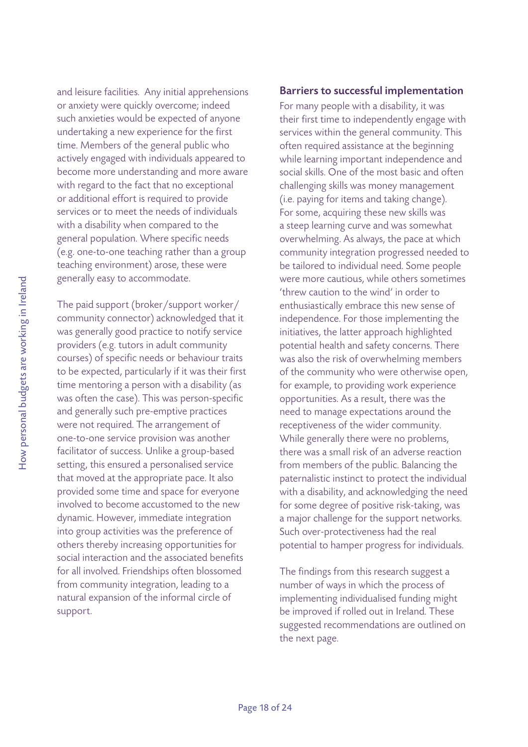and leisure facilities. Any initial apprehensions or anxiety were quickly overcome; indeed such anxieties would be expected of anyone undertaking a new experience for the first time. Members of the general public who actively engaged with individuals appeared to become more understanding and more aware with regard to the fact that no exceptional or additional effort is required to provide services or to meet the needs of individuals with a disability when compared to the general population. Where specific needs (e.g. one-to-one teaching rather than a group teaching environment) arose, these were generally easy to accommodate.

The paid support (broker/support worker/community connector) acknowledged that it was generally good practice to notify service providers (e.g. tutors in adult community courses) of specific needs or behaviour traits to be expected, particularly if it was their first time mentoring a person with a disability (as was often the case). This was person-specific and generally such pre-emptive practices were not required. The arrangement of one-to-one service provision was another facilitator of success. Unlike a group-based setting, this ensured a personalised service that moved at the appropriate pace. It also provided some time and space for everyone involved to become accustomed to the new dynamic. However, immediate integration into group activities was the preference of others thereby increasing opportunities for social interaction and the associated benefits for all involved. Friendships often blossomed from community integration, leading to a natural expansion of the informal circle of support.

### Barriers to successful implementation

For many people with a disability, it was their first time to independently engage with services within the general community. This often required assistance at the beginning while learning important independence and social skills. One of the most basic and often challenging skills was money management (i.e. paying for items and taking change). For some, acquiring these new skills was a steep learning curve and was somewhat overwhelming. As always, the pace at which community integration progressed needed to be tailored to individual need. Some people were more cautious, while others sometimes 'threw caution to the wind' in order to enthusiastically embrace this new sense of independence. For those implementing the initiatives, the latter approach highlighted potential health and safety concerns. There was also the risk of overwhelming members of the community who were otherwise open, for example, to providing work experience opportunities. As a result, there was the need to manage expectations around the receptiveness of the wider community. While generally there were no problems, there was a small risk of an adverse reaction from members of the public. Balancing the paternalistic instinct to protect the individual with a disability, and acknowledging the need for some degree of positive risk-taking, was a major challenge for the support networks. Such over-protectiveness had the real potential to hamper progress for individuals.

The findings from this research suggest a number of ways in which the process of implementing individualised funding might be improved if rolled out in Ireland. These suggested recommendations are outlined on the next page.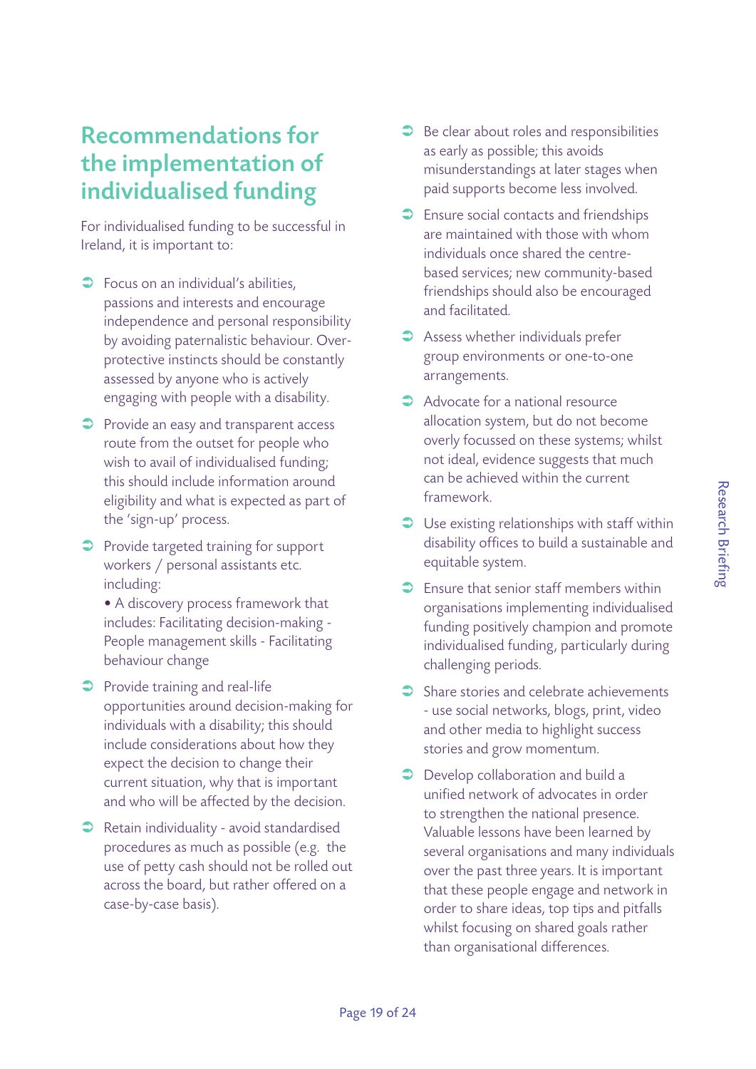## Recommendations for the implementation of individualised funding

For individualised funding to be successful in Ireland, it is important to:

- Focus on an individual's abilities, passions and interests and encourage independence and personal responsibility by avoiding paternalistic behaviour. Over-protective instincts should be constantly assessed by anyone who is actively engaging with people with a disability.
- Provide an easy and transparent access route from the outset for people who wish to avail of individualised funding; this should include information around eligibility and what is expected as part of the 'sign-up' process.
- Provide targeted training for support workers / personal assistants etc. including:
  - A discovery process framework that includes: Facilitating decision-making - People management skills - Facilitating behaviour change
- Provide training and real-life opportunities around decision-making for individuals with a disability; this should include considerations about how they expect the decision to change their current situation, why that is important and who will be affected by the decision.
- Retain individuality - avoid standardised procedures as much as possible (e.g. the use of petty cash should not be rolled out across the board, but rather offered on a case-by-case basis).
- Be clear about roles and responsibilities as early as possible; this avoids misunderstandings at later stages when paid supports become less involved.
- Ensure social contacts and friendships are maintained with those with whom individuals once shared the centre-based services; new community-based friendships should also be encouraged and facilitated.
- Assess whether individuals prefer group environments or one-to-one arrangements.
- Advocate for a national resource allocation system, but do not become overly focussed on these systems; whilst not ideal, evidence suggests that much can be achieved within the current framework.
- Use existing relationships with staff within disability offices to build a sustainable and equitable system.
- Ensure that senior staff members within organisations implementing individualised funding positively champion and promote individualised funding, particularly during challenging periods.
- Share stories and celebrate achievements - use social networks, blogs, print, video and other media to highlight success stories and grow momentum.
- Develop collaboration and build a unified network of advocates in order to strengthen the national presence. Valuable lessons have been learned by several organisations and many individuals over the past three years. It is important that these people engage and network in order to share ideas, top tips and pitfalls whilst focusing on shared goals rather than organisational differences.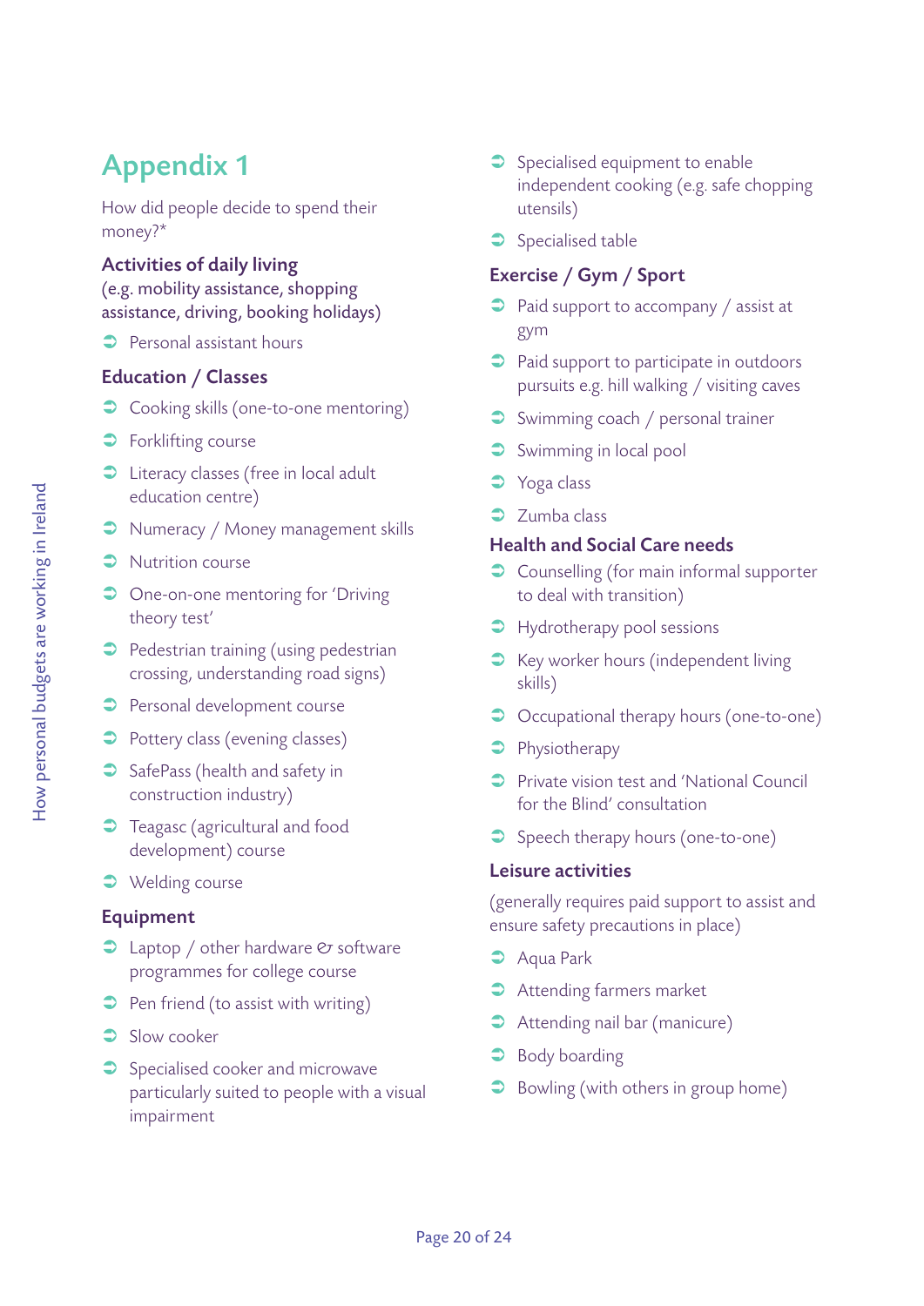# Appendix 1

How did people decide to spend their money?*

### Activities of daily living

(e.g. mobility assistance, shopping assistance, driving, booking holidays)

- Personal assistant hours

### Education / Classes

- Cooking skills (one-to-one mentoring)
- Forklifting course
- Literacy classes (free in local adult education centre)
- Numeracy / Money management skills
- Nutrition course
- One-on-one mentoring for 'Driving theory test'
- Pedestrian training (using pedestrian crossing, understanding road signs)
- Personal development course
- Pottery class (evening classes)
- SafePass (health and safety in construction industry)
- Teagasc (agricultural and food development) course
- Welding course

### Equipment

- Laptop / other hardware & software programmes for college course
- Pen friend (to assist with writing)
- Slow cooker
- Specialised cooker and microwave particularly suited to people with a visual impairment
- Specialised equipment to enable independent cooking (e.g. safe chopping utensils)
- Specialised table

### Exercise / Gym / Sport

- Paid support to accompany / assist at gym
- Paid support to participate in outdoors pursuits e.g. hill walking / visiting caves
- Swimming coach / personal trainer
- Swimming in local pool
- Yoga class
- Zumba class

### Health and Social Care needs

- Counselling (for main informal supporter to deal with transition)
- Hydrotherapy pool sessions
- Key worker hours (independent living skills)
- Occupational therapy hours (one-to-one)
- Physiotherapy
- Private vision test and 'National Council for the Blind' consultation
- Speech therapy hours (one-to-one)

### Leisure activities

(generally requires paid support to assist and ensure safety precautions in place)

- Aqua Park
- Attending farmers market
- Attending nail bar (manicure)
- Body boarding
- Bowling (with others in group home)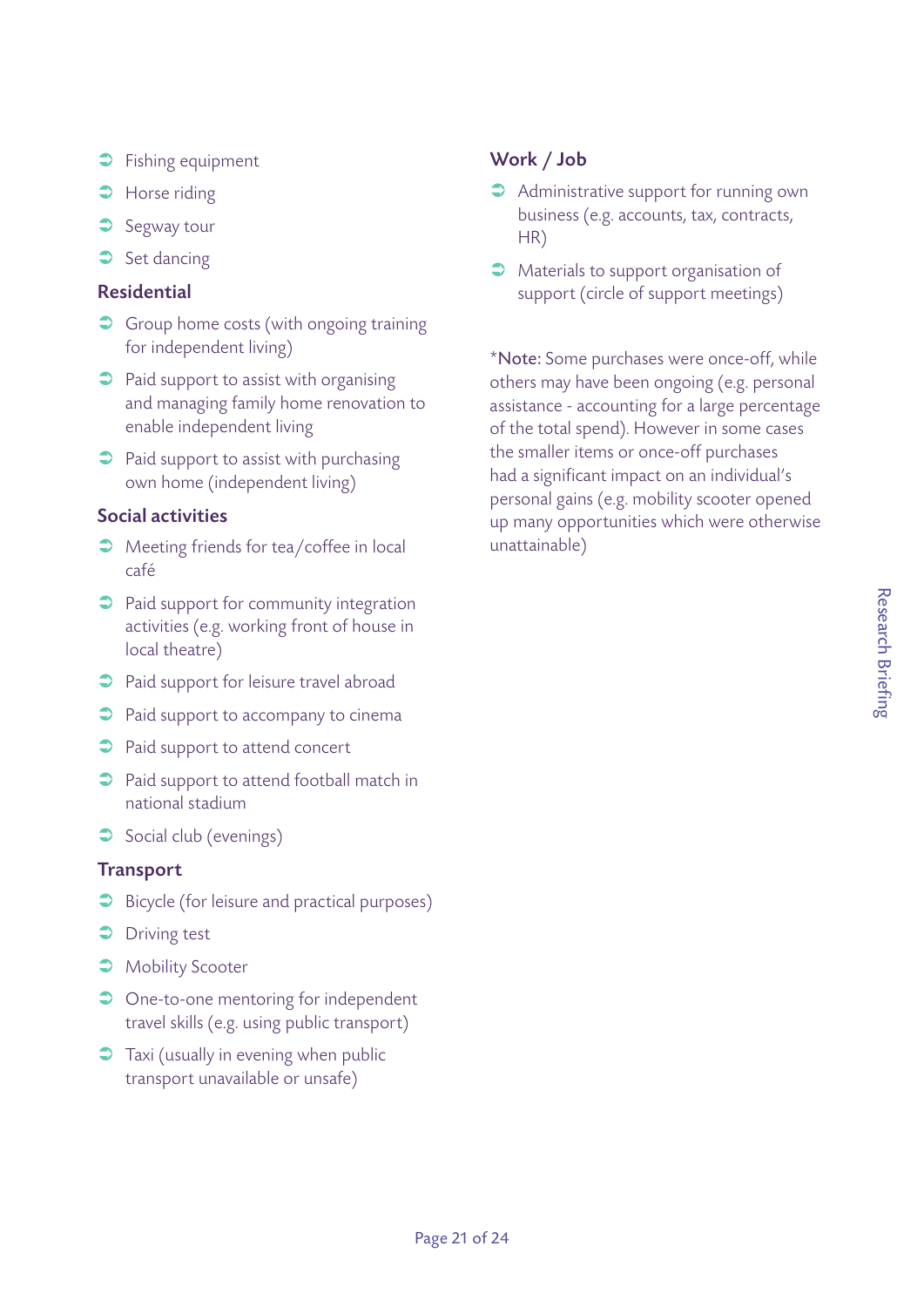- Fishing equipment
- Horse riding
- Segway tour
- Set dancing

### Residential

- Group home costs (with ongoing training for independent living)
- Paid support to assist with organising and managing family home renovation to enable independent living
- Paid support to assist with purchasing own home (independent living)

### Social activities

- Meeting friends for tea/coffee in local café
- Paid support for community integration activities (e.g. working front of house in local theatre)
- Paid support for leisure travel abroad
- Paid support to accompany to cinema
- Paid support to attend concert
- Paid support to attend football match in national stadium
- Social club (evenings)

### Transport

- Bicycle (for leisure and practical purposes)
- Driving test
- Mobility Scooter
- One-to-one mentoring for independent travel skills (e.g. using public transport)
- Taxi (usually in evening when public transport unavailable or unsafe)

### Work / Job

- Administrative support for running own business (e.g. accounts, tax, contracts, HR)
- Materials to support organisation of support (circle of support meetings)

*Note: Some purchases were once-off, while others may have been ongoing (e.g. personal assistance - accounting for a large percentage of the total spend). However in some cases the smaller items or once-off purchases had a significant impact on an individual's personal gains (e.g. mobility scooter opened up many opportunities which were otherwise unattainable)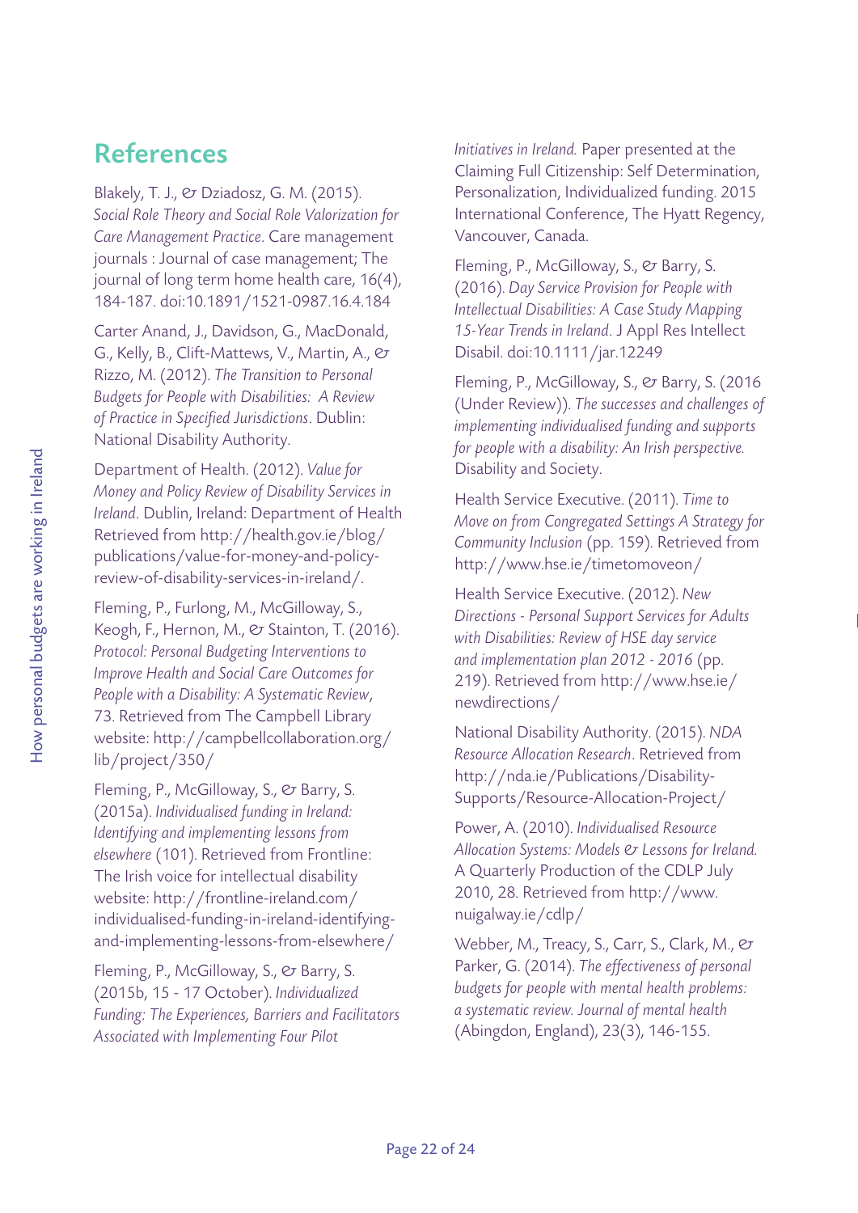## References

Blakely, T. J., & Dziadosz, G. M. (2015). *Social Role Theory and Social Role Valorization for Care Management Practice*. Care management journals : Journal of case management; The journal of long term home health care, 16(4), 184-187. doi:10.1891/1521-0987.16.4.184

Carter Anand, J., Davidson, G., MacDonald, G., Kelly, B., Clift-Mattews, V., Martin, A., & Rizzo, M. (2012). *The Transition to Personal Budgets for People with Disabilities: A Review of Practice in Specified Jurisdictions*. Dublin: National Disability Authority.

Department of Health. (2012). *Value for Money and Policy Review of Disability Services in Ireland*. Dublin, Ireland: Department of Health Retrieved from http://health.gov.ie/blog/publications/value-for-money-and-policy-review-of-disability-services-in-ireland/.

Fleming, P., Furlong, M., McGilloway, S., Keogh, F., Hernon, M., & Stainton, T. (2016). *Protocol: Personal Budgeting Interventions to Improve Health and Social Care Outcomes for People with a Disability: A Systematic Review*, 73. Retrieved from The Campbell Library website: http://campbellcollaboration.org/lib/project/350/

Fleming, P., McGilloway, S., & Barry, S. (2015a). *Individualised funding in Ireland: Identifying and implementing lessons from elsewhere* (101). Retrieved from Frontline: The Irish voice for intellectual disability website: http://frontline-ireland.com/individualised-funding-in-ireland-identifying-and-implementing-lessons-from-elsewhere/

Fleming, P., McGilloway, S., & Barry, S. (2015b, 15 - 17 October). *Individualized Funding: The Experiences, Barriers and Facilitators Associated with Implementing Four Pilot Initiatives in Ireland.* Paper presented at the Claiming Full Citizenship: Self Determination, Personalization, Individualized funding. 2015 International Conference, The Hyatt Regency, Vancouver, Canada.

Fleming, P., McGilloway, S., & Barry, S. (2016). *Day Service Provision for People with Intellectual Disabilities: A Case Study Mapping 15-Year Trends in Ireland*. J Appl Res Intellect Disabil. doi:10.1111/jar.12249

Fleming, P., McGilloway, S., & Barry, S. (2016 (Under Review)). *The successes and challenges of implementing individualised funding and supports for people with a disability: An Irish perspective.* Disability and Society.

Health Service Executive. (2011). *Time to Move on from Congregated Settings A Strategy for Community Inclusion* (pp. 159). Retrieved from http://www.hse.ie/timetomoveon/

Health Service Executive. (2012). *New Directions - Personal Support Services for Adults with Disabilities: Review of HSE day service and implementation plan 2012 - 2016* (pp. 219). Retrieved from http://www.hse.ie/newdirections/

National Disability Authority. (2015). *NDA Resource Allocation Research*. Retrieved from http://nda.ie/Publications/Disability-Supports/Resource-Allocation-Project/

Power, A. (2010). *Individualised Resource Allocation Systems: Models & Lessons for Ireland.* A Quarterly Production of the CDLP July 2010, 28. Retrieved from http://www.nuigalway.ie/cdlp/

Webber, M., Treacy, S., Carr, S., Clark, M., & Parker, G. (2014). *The effectiveness of personal budgets for people with mental health problems: a systematic review. Journal of mental health* (Abingdon, England), 23(3), 146-155.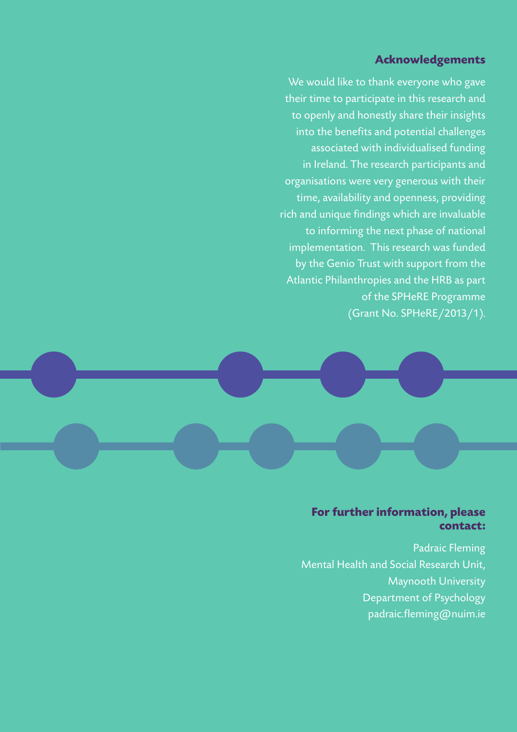## Acknowledgements

We would like to thank everyone who gave their time to participate in this research and to openly and honestly share their insights into the benefits and potential challenges associated with individualised funding in Ireland. The research participants and organisations were very generous with their time, availability and openness, providing rich and unique findings which are invaluable to informing the next phase of national implementation. This research was funded by the Genio Trust with support from the Atlantic Philanthropies and the HRB as part of the SPHeRE Programme (Grant No. SPHeRE/2013/1).

## For further information, please contact:

Padraic Fleming
Mental Health and Social Research Unit,
Maynooth University
Department of Psychology
padraic.fleming@nuim.ie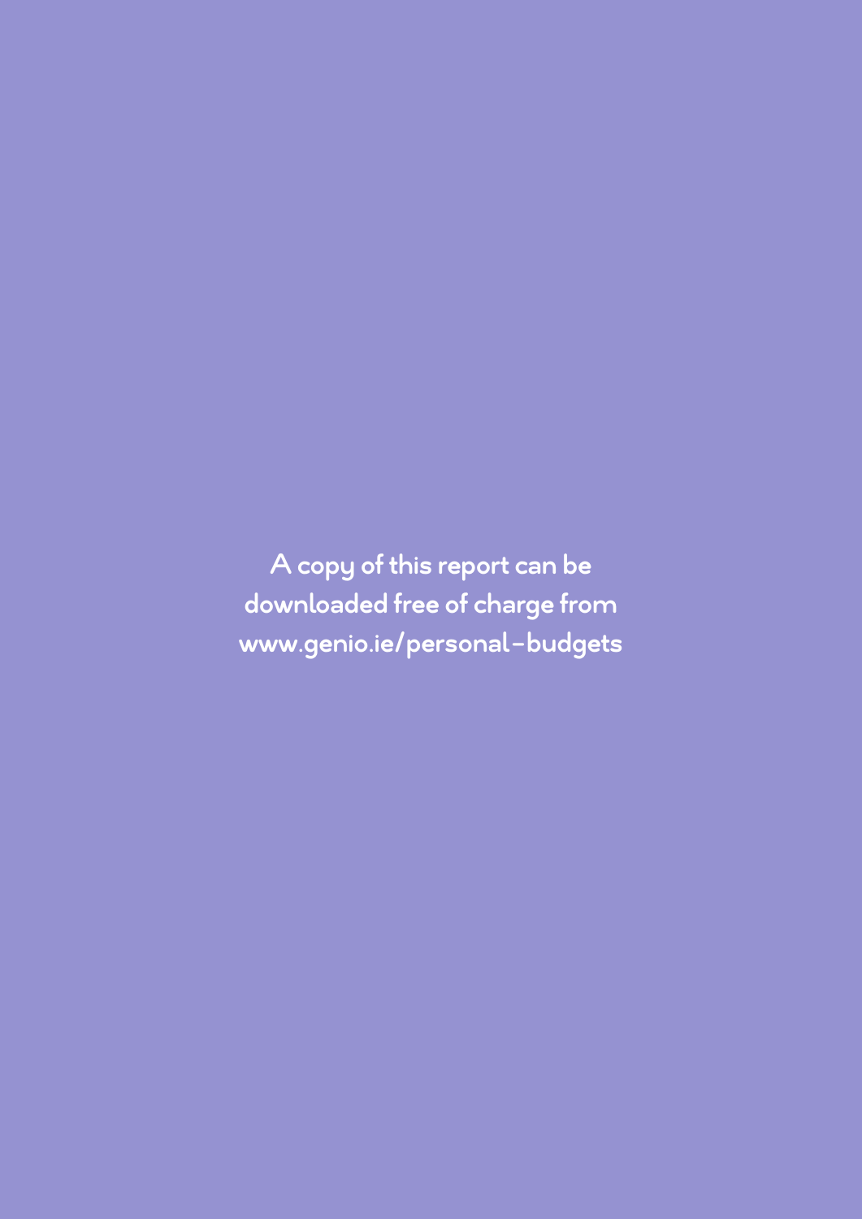A copy of this report can be downloaded free of charge from www.genio.ie/personal-budgets